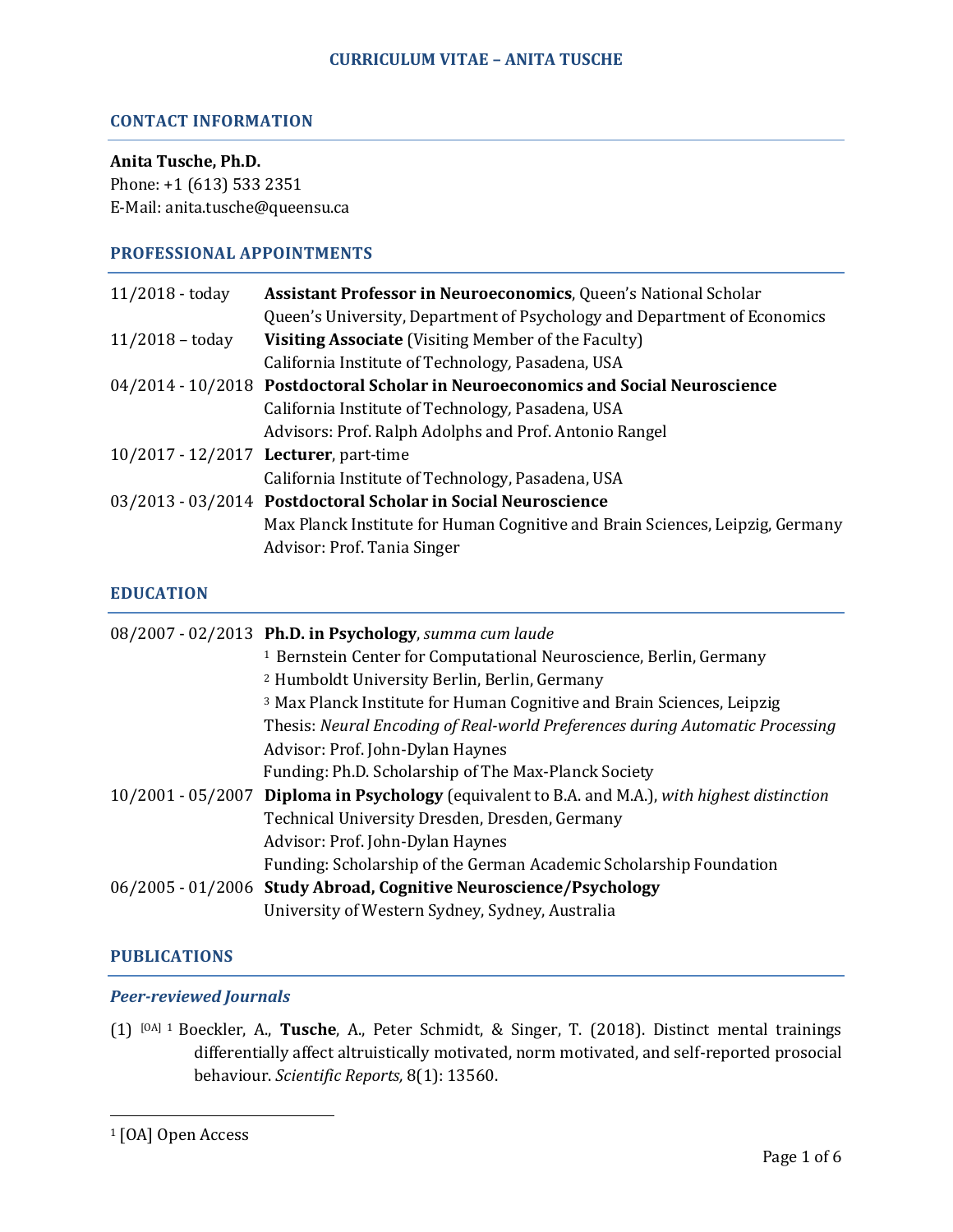# CURRICULUM VITAE – ANITA TUSCHE

## CONTACT INFORMATION

**Anita Tusche, Ph.D.**
Phone: +1 (613) 533 2351
E-Mail: anita.tusche@queensu.ca

## PROFESSIONAL APPOINTMENTS

| | |
|---|---|
| 11/2018 - today | **Assistant Professor in Neuroeconomics**, Queen's National Scholar<br>Queen's University, Department of Psychology and Department of Economics |
| 11/2018 – today | **Visiting Associate** (Visiting Member of the Faculty)<br>California Institute of Technology, Pasadena, USA |
| 04/2014 - 10/2018 | **Postdoctoral Scholar in Neuroeconomics and Social Neuroscience**<br>California Institute of Technology, Pasadena, USA<br>Advisors: Prof. Ralph Adolphs and Prof. Antonio Rangel |
| 10/2017 - 12/2017 | **Lecturer**, part-time<br>California Institute of Technology, Pasadena, USA |
| 03/2013 - 03/2014 | **Postdoctoral Scholar in Social Neuroscience**<br>Max Planck Institute for Human Cognitive and Brain Sciences, Leipzig, Germany<br>Advisor: Prof. Tania Singer |

## EDUCATION

| | |
|---|---|
| 08/2007 - 02/2013 | **Ph.D. in Psychology**, *summa cum laude*<br>[1] Bernstein Center for Computational Neuroscience, Berlin, Germany<br>[2] Humboldt University Berlin, Berlin, Germany<br>[3] Max Planck Institute for Human Cognitive and Brain Sciences, Leipzig<br>Thesis: *Neural Encoding of Real-world Preferences during Automatic Processing*<br>Advisor: Prof. John-Dylan Haynes<br>Funding: Ph.D. Scholarship of The Max-Planck Society |
| 10/2001 - 05/2007 | **Diploma in Psychology** (equivalent to B.A. and M.A.), *with highest distinction*<br>Technical University Dresden, Dresden, Germany<br>Advisor: Prof. John-Dylan Haynes<br>Funding: Scholarship of the German Academic Scholarship Foundation |
| 06/2005 - 01/2006 | **Study Abroad, Cognitive Neuroscience/Psychology**<br>University of Western Sydney, Sydney, Australia |

## PUBLICATIONS

### *Peer-reviewed Journals*

(1) [OA] [1] Boeckler, A., **Tusche**, A., Peter Schmidt, & Singer, T. (2018). Distinct mental trainings differentially affect altruistically motivated, norm motivated, and self-reported prosocial behaviour. *Scientific Reports,* 8(1): 13560.

---

[1] [OA] Open Access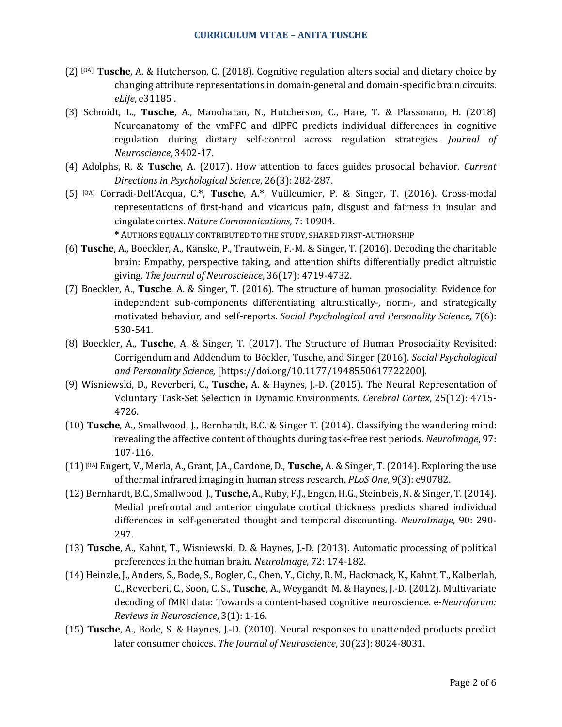(2) [OA] **Tusche**, A. & Hutcherson, C. (2018). Cognitive regulation alters social and dietary choice by changing attribute representations in domain-general and domain-specific brain circuits. *eLife*, e31185 .

(3) Schmidt, L., **Tusche**, A., Manoharan, N., Hutcherson, C., Hare, T. & Plassmann, H. (2018) Neuroanatomy of the vmPFC and dlPFC predicts individual differences in cognitive regulation during dietary self-control across regulation strategies. *Journal of Neuroscience*, 3402-17.

(4) Adolphs, R. & **Tusche**, A. (2017). How attention to faces guides prosocial behavior. *Current Directions in Psychological Science*, 26(3): 282-287.

(5) [OA] Corradi-Dell'Acqua, C.**\***, **Tusche**, A.**\***, Vuilleumier, P. & Singer, T. (2016). Cross-modal representations of first-hand and vicarious pain, disgust and fairness in insular and cingulate cortex. *Nature Communications,* 7: 10904.
**\*** AUTHORS EQUALLY CONTRIBUTED TO THE STUDY, SHARED FIRST-AUTHORSHIP

(6) **Tusche**, A., Boeckler, A., Kanske, P., Trautwein, F.-M. & Singer, T. (2016). Decoding the charitable brain: Empathy, perspective taking, and attention shifts differentially predict altruistic giving. *The Journal of Neuroscience*, 36(17): 4719-4732.

(7) Boeckler, A., **Tusche**, A. & Singer, T. (2016). The structure of human prosociality: Evidence for independent sub-components differentiating altruistically-, norm-, and strategically motivated behavior, and self-reports. *Social Psychological and Personality Science,* 7(6): 530-541.

(8) Boeckler, A., **Tusche**, A. & Singer, T. (2017). The Structure of Human Prosociality Revisited: Corrigendum and Addendum to Böckler, Tusche, and Singer (2016). *Social Psychological and Personality Science,* [https://doi.org/10.1177/1948550617722200].

(9) Wisniewski, D., Reverberi, C., **Tusche,** A. & Haynes, J.-D. (2015). The Neural Representation of Voluntary Task-Set Selection in Dynamic Environments. *Cerebral Cortex*, 25(12): 4715-4726.

(10) **Tusche**, A., Smallwood, J., Bernhardt, B.C. & Singer T. (2014). Classifying the wandering mind: revealing the affective content of thoughts during task-free rest periods. *NeuroImage*, 97: 107-116.

(11) [OA] Engert, V., Merla, A., Grant, J.A., Cardone, D., **Tusche,** A. & Singer, T. (2014). Exploring the use of thermal infrared imaging in human stress research. *PLoS One*, 9(3): e90782.

(12) Bernhardt, B.C., Smallwood, J., **Tusche,** A., Ruby, F.J., Engen, H.G., Steinbeis, N. & Singer, T. (2014). Medial prefrontal and anterior cingulate cortical thickness predicts shared individual differences in self-generated thought and temporal discounting. *NeuroImage*, 90: 290-297.

(13) **Tusche**, A., Kahnt, T., Wisniewski, D. & Haynes, J.-D. (2013). Automatic processing of political preferences in the human brain. *NeuroImage*, 72: 174-182.

(14) Heinzle, J., Anders, S., Bode, S., Bogler, C., Chen, Y., Cichy, R. M., Hackmack, K., Kahnt, T., Kalberlah, C., Reverberi, C., Soon, C. S., **Tusche**, A., Weygandt, M. & Haynes, J.-D. (2012). Multivariate decoding of fMRI data: Towards a content-based cognitive neuroscience. e-*Neuroforum: Reviews in Neuroscience*, 3(1): 1-16.

(15) **Tusche**, A., Bode, S. & Haynes, J.-D. (2010). Neural responses to unattended products predict later consumer choices. *The Journal of Neuroscience*, 30(23): 8024-8031.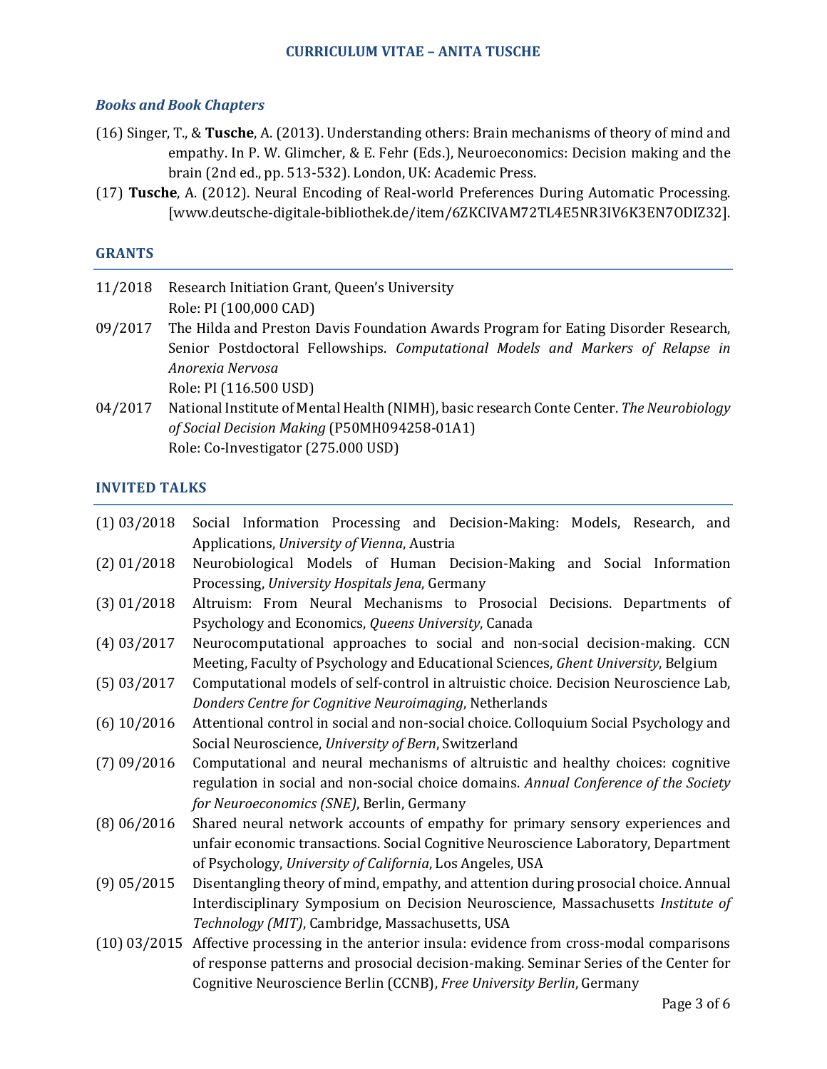### *Books and Book Chapters*

(16) Singer, T., & **Tusche**, A. (2013). Understanding others: Brain mechanisms of theory of mind and empathy. In P. W. Glimcher, & E. Fehr (Eds.), Neuroeconomics: Decision making and the brain (2nd ed., pp. 513-532). London, UK: Academic Press.

(17) **Tusche**, A. (2012). Neural Encoding of Real-world Preferences During Automatic Processing. [www.deutsche-digitale-bibliothek.de/item/6ZKCIVAM72TL4E5NR3IV6K3EN7ODIZ32].

## GRANTS

11/2018 Research Initiation Grant, Queen's University
Role: PI (100,000 CAD)

09/2017 The Hilda and Preston Davis Foundation Awards Program for Eating Disorder Research, Senior Postdoctoral Fellowships. *Computational Models and Markers of Relapse in Anorexia Nervosa*
Role: PI (116.500 USD)

04/2017 National Institute of Mental Health (NIMH), basic research Conte Center. *The Neurobiology of Social Decision Making* (P50MH094258-01A1)
Role: Co-Investigator (275.000 USD)

## INVITED TALKS

(1) 03/2018 Social Information Processing and Decision-Making: Models, Research, and Applications, *University of Vienna*, Austria

(2) 01/2018 Neurobiological Models of Human Decision-Making and Social Information Processing, *University Hospitals Jena*, Germany

(3) 01/2018 Altruism: From Neural Mechanisms to Prosocial Decisions. Departments of Psychology and Economics, *Queens University*, Canada

(4) 03/2017 Neurocomputational approaches to social and non-social decision-making. CCN Meeting, Faculty of Psychology and Educational Sciences, *Ghent University*, Belgium

(5) 03/2017 Computational models of self-control in altruistic choice. Decision Neuroscience Lab, *Donders Centre for Cognitive Neuroimaging*, Netherlands

(6) 10/2016 Attentional control in social and non-social choice. Colloquium Social Psychology and Social Neuroscience, *University of Bern*, Switzerland

(7) 09/2016 Computational and neural mechanisms of altruistic and healthy choices: cognitive regulation in social and non-social choice domains. *Annual Conference of the Society for Neuroeconomics (SNE)*, Berlin, Germany

(8) 06/2016 Shared neural network accounts of empathy for primary sensory experiences and unfair economic transactions. Social Cognitive Neuroscience Laboratory, Department of Psychology, *University of California*, Los Angeles, USA

(9) 05/2015 Disentangling theory of mind, empathy, and attention during prosocial choice. Annual Interdisciplinary Symposium on Decision Neuroscience, Massachusetts *Institute of Technology (MIT)*, Cambridge, Massachusetts, USA

(10) 03/2015 Affective processing in the anterior insula: evidence from cross-modal comparisons of response patterns and prosocial decision-making. Seminar Series of the Center for Cognitive Neuroscience Berlin (CCNB), *Free University Berlin*, Germany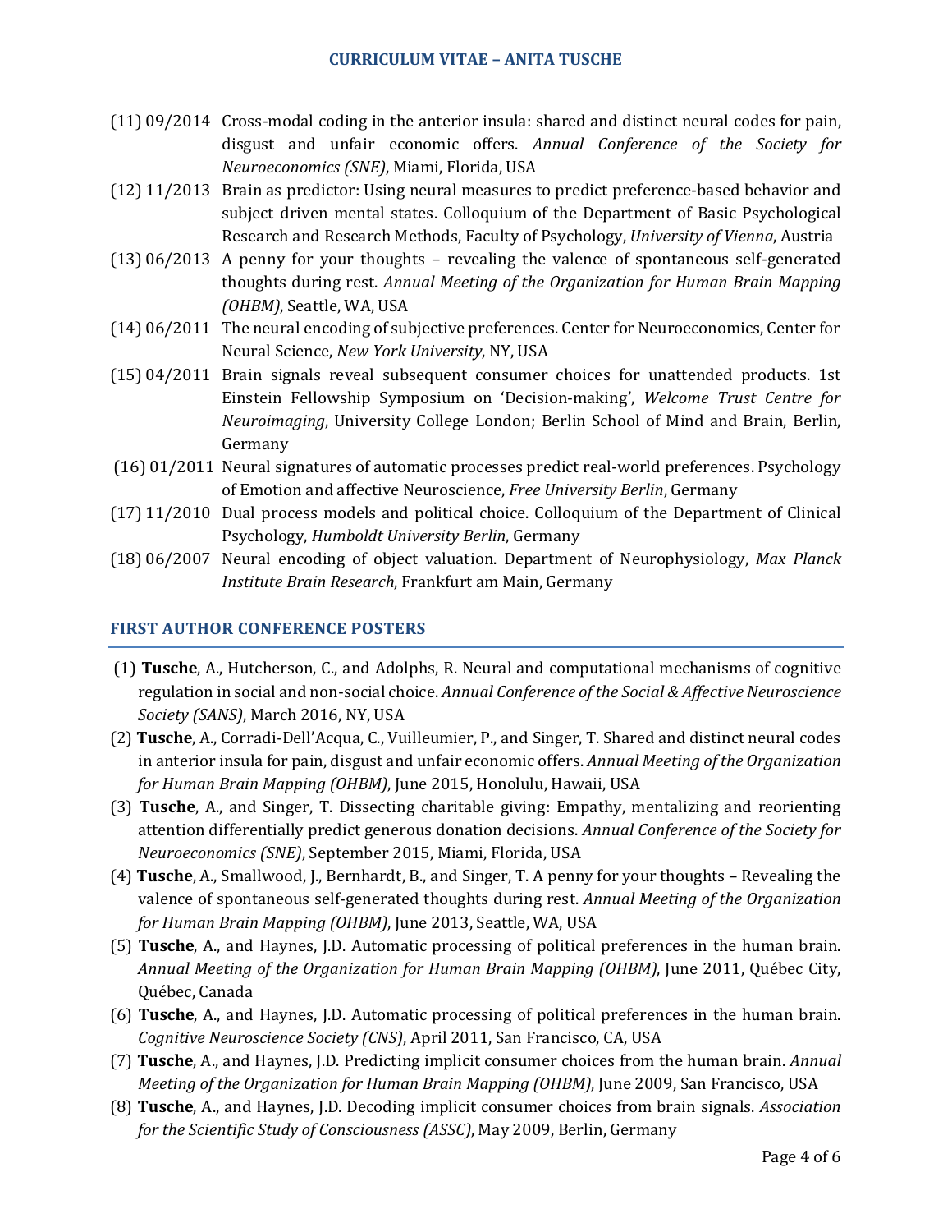(11) 09/2014 Cross-modal coding in the anterior insula: shared and distinct neural codes for pain, disgust and unfair economic offers. *Annual Conference of the Society for Neuroeconomics (SNE)*, Miami, Florida, USA

(12) 11/2013 Brain as predictor: Using neural measures to predict preference-based behavior and subject driven mental states. Colloquium of the Department of Basic Psychological Research and Research Methods, Faculty of Psychology, *University of Vienna*, Austria

(13) 06/2013 A penny for your thoughts – revealing the valence of spontaneous self-generated thoughts during rest. *Annual Meeting of the Organization for Human Brain Mapping (OHBM)*, Seattle, WA, USA

(14) 06/2011 The neural encoding of subjective preferences. Center for Neuroeconomics, Center for Neural Science, *New York University*, NY, USA

(15) 04/2011 Brain signals reveal subsequent consumer choices for unattended products. 1st Einstein Fellowship Symposium on 'Decision-making', *Welcome Trust Centre for Neuroimaging*, University College London; Berlin School of Mind and Brain, Berlin, Germany

(16) 01/2011 Neural signatures of automatic processes predict real-world preferences. Psychology of Emotion and affective Neuroscience, *Free University Berlin*, Germany

(17) 11/2010 Dual process models and political choice. Colloquium of the Department of Clinical Psychology, *Humboldt University Berlin*, Germany

(18) 06/2007 Neural encoding of object valuation. Department of Neurophysiology, *Max Planck Institute Brain Research*, Frankfurt am Main, Germany

## FIRST AUTHOR CONFERENCE POSTERS

(1) **Tusche**, A., Hutcherson, C., and Adolphs, R. Neural and computational mechanisms of cognitive regulation in social and non-social choice. *Annual Conference of the Social & Affective Neuroscience Society (SANS)*, March 2016, NY, USA

(2) **Tusche**, A., Corradi-Dell'Acqua, C., Vuilleumier, P., and Singer, T. Shared and distinct neural codes in anterior insula for pain, disgust and unfair economic offers. *Annual Meeting of the Organization for Human Brain Mapping (OHBM)*, June 2015, Honolulu, Hawaii, USA

(3) **Tusche**, A., and Singer, T. Dissecting charitable giving: Empathy, mentalizing and reorienting attention differentially predict generous donation decisions. *Annual Conference of the Society for Neuroeconomics (SNE)*, September 2015, Miami, Florida, USA

(4) **Tusche**, A., Smallwood, J., Bernhardt, B., and Singer, T. A penny for your thoughts – Revealing the valence of spontaneous self-generated thoughts during rest. *Annual Meeting of the Organization for Human Brain Mapping (OHBM)*, June 2013, Seattle, WA, USA

(5) **Tusche**, A., and Haynes, J.D. Automatic processing of political preferences in the human brain. *Annual Meeting of the Organization for Human Brain Mapping (OHBM)*, June 2011, Québec City, Québec, Canada

(6) **Tusche**, A., and Haynes, J.D. Automatic processing of political preferences in the human brain. *Cognitive Neuroscience Society (CNS)*, April 2011, San Francisco, CA, USA

(7) **Tusche**, A., and Haynes, J.D. Predicting implicit consumer choices from the human brain. *Annual Meeting of the Organization for Human Brain Mapping (OHBM)*, June 2009, San Francisco, USA

(8) **Tusche**, A., and Haynes, J.D. Decoding implicit consumer choices from brain signals. *Association for the Scientific Study of Consciousness (ASSC)*, May 2009, Berlin, Germany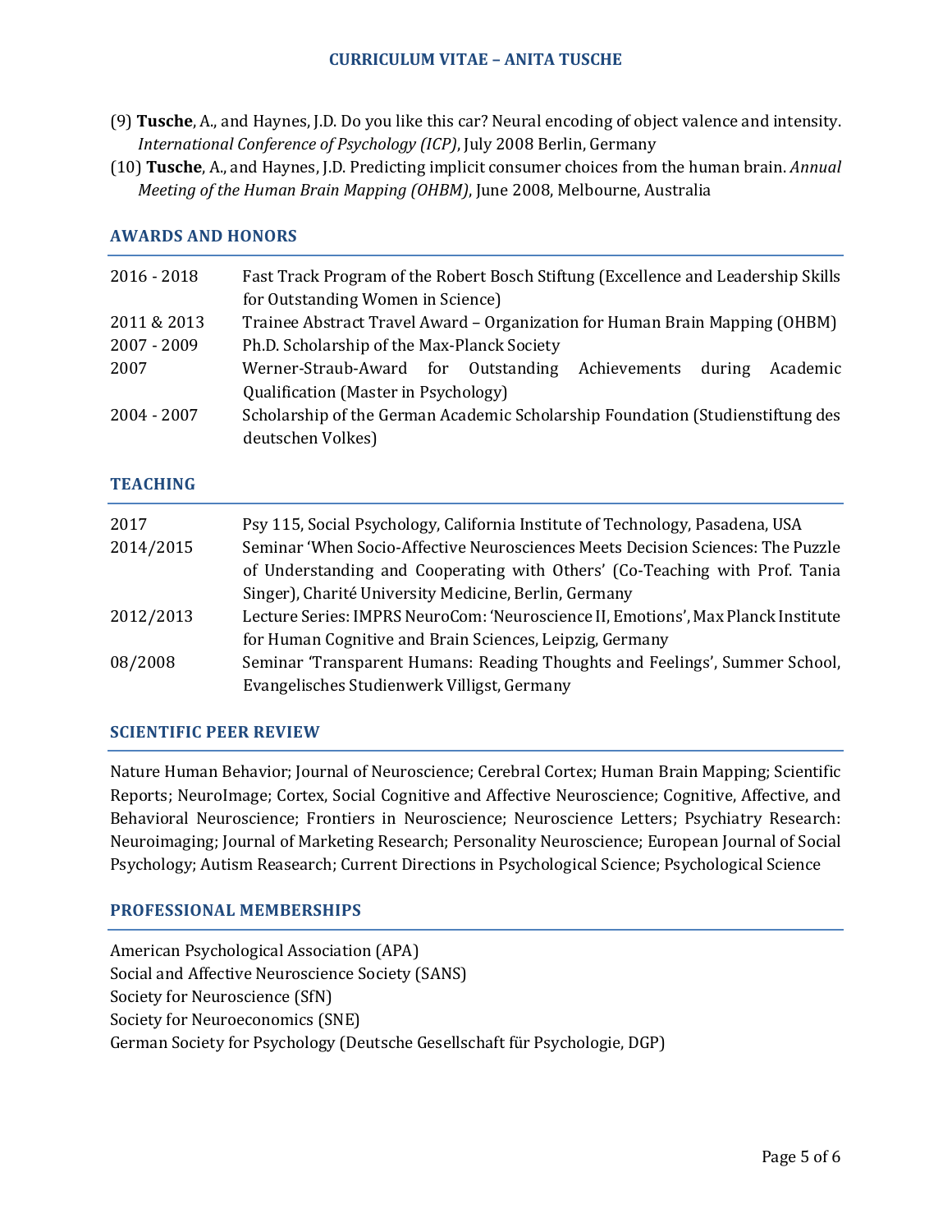(9) **Tusche**, A., and Haynes, J.D. Do you like this car? Neural encoding of object valence and intensity. *International Conference of Psychology (ICP)*, July 2008 Berlin, Germany

(10) **Tusche**, A., and Haynes, J.D. Predicting implicit consumer choices from the human brain. *Annual Meeting of the Human Brain Mapping (OHBM)*, June 2008, Melbourne, Australia

## AWARDS AND HONORS

| | |
|---|---|
| 2016 - 2018 | Fast Track Program of the Robert Bosch Stiftung (Excellence and Leadership Skills for Outstanding Women in Science) |
| 2011 & 2013 | Trainee Abstract Travel Award – Organization for Human Brain Mapping (OHBM) |
| 2007 - 2009 | Ph.D. Scholarship of the Max-Planck Society |
| 2007 | Werner-Straub-Award for Outstanding Achievements during Academic Qualification (Master in Psychology) |
| 2004 - 2007 | Scholarship of the German Academic Scholarship Foundation (Studienstiftung des deutschen Volkes) |

## TEACHING

| | |
|---|---|
| 2017 | Psy 115, Social Psychology, California Institute of Technology, Pasadena, USA |
| 2014/2015 | Seminar 'When Socio-Affective Neurosciences Meets Decision Sciences: The Puzzle of Understanding and Cooperating with Others' (Co-Teaching with Prof. Tania Singer), Charité University Medicine, Berlin, Germany |
| 2012/2013 | Lecture Series: IMPRS NeuroCom: 'Neuroscience II, Emotions', Max Planck Institute for Human Cognitive and Brain Sciences, Leipzig, Germany |
| 08/2008 | Seminar 'Transparent Humans: Reading Thoughts and Feelings', Summer School, Evangelisches Studienwerk Villigst, Germany |

## SCIENTIFIC PEER REVIEW

Nature Human Behavior; Journal of Neuroscience; Cerebral Cortex; Human Brain Mapping; Scientific Reports; NeuroImage; Cortex, Social Cognitive and Affective Neuroscience; Cognitive, Affective, and Behavioral Neuroscience; Frontiers in Neuroscience; Neuroscience Letters; Psychiatry Research: Neuroimaging; Journal of Marketing Research; Personality Neuroscience; European Journal of Social Psychology; Autism Reasearch; Current Directions in Psychological Science; Psychological Science

## PROFESSIONAL MEMBERSHIPS

American Psychological Association (APA)
Social and Affective Neuroscience Society (SANS)
Society for Neuroscience (SfN)
Society for Neuroeconomics (SNE)
German Society for Psychology (Deutsche Gesellschaft für Psychologie, DGP)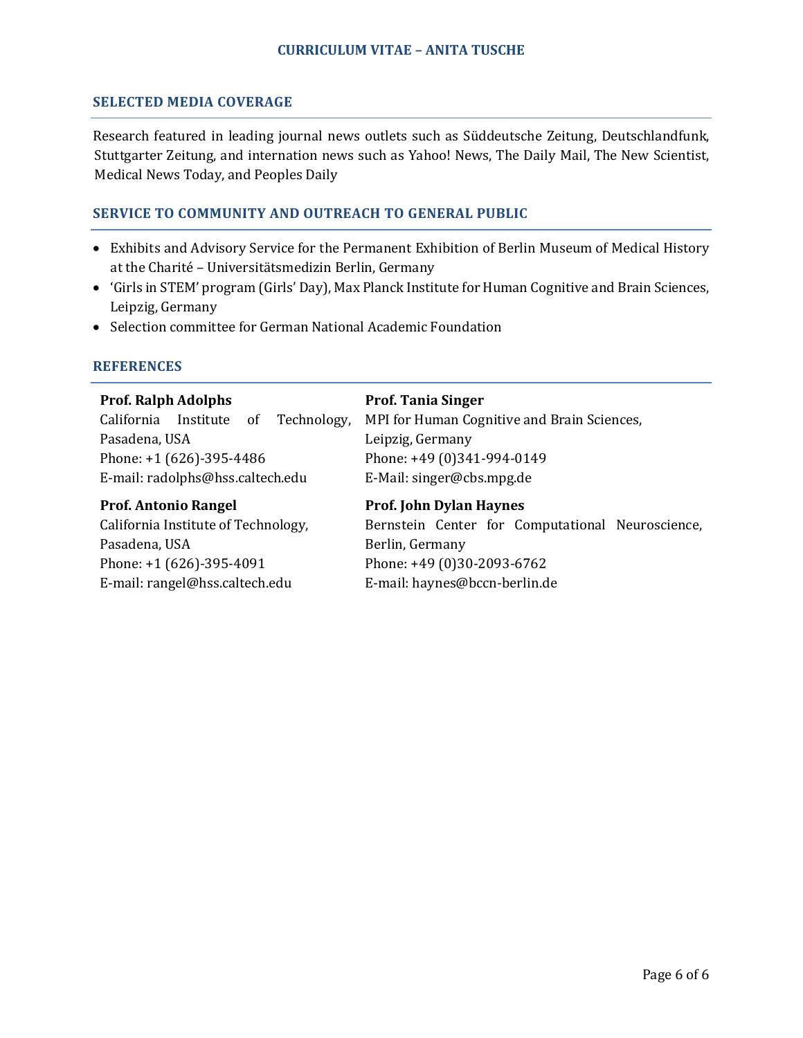## SELECTED MEDIA COVERAGE

Research featured in leading journal news outlets such as Süddeutsche Zeitung, Deutschlandfunk, Stuttgarter Zeitung, and internation news such as Yahoo! News, The Daily Mail, The New Scientist, Medical News Today, and Peoples Daily

## SERVICE TO COMMUNITY AND OUTREACH TO GENERAL PUBLIC

- Exhibits and Advisory Service for the Permanent Exhibition of Berlin Museum of Medical History at the Charité – Universitätsmedizin Berlin, Germany
- 'Girls in STEM' program (Girls' Day), Max Planck Institute for Human Cognitive and Brain Sciences, Leipzig, Germany
- Selection committee for German National Academic Foundation

## REFERENCES

**Prof. Ralph Adolphs**
California Institute of Technology, Pasadena, USA
Phone: +1 (626)-395-4486
E-mail: radolphs@hss.caltech.edu

**Prof. Tania Singer**
MPI for Human Cognitive and Brain Sciences, Leipzig, Germany
Phone: +49 (0)341-994-0149
E-Mail: singer@cbs.mpg.de

**Prof. Antonio Rangel**
California Institute of Technology, Pasadena, USA
Phone: +1 (626)-395-4091
E-mail: rangel@hss.caltech.edu

**Prof. John Dylan Haynes**
Bernstein Center for Computational Neuroscience, Berlin, Germany
Phone: +49 (0)30-2093-6762
E-mail: haynes@bccn-berlin.de